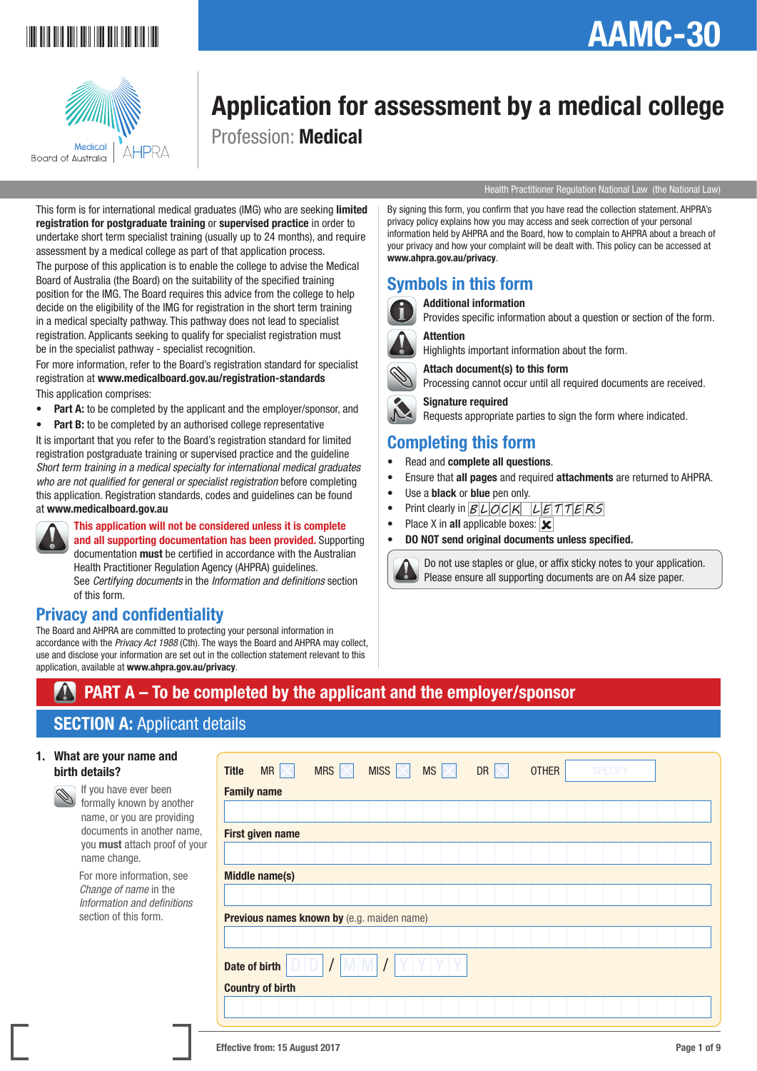# AAMC-30

# Application for assessment by a medical college

Profession: **Medical**

Medical Board of Australia | AHPRA

Health Practitioner Regulation National Law (the National Law)

This form is for international medical graduates (IMG) who are seeking **limited registration for postgraduate training** or **supervised practice** in order to undertake short term specialist training (usually up to 24 months), and require assessment by a medical college as part of that application process.

The purpose of this application is to enable the college to advise the Medical Board of Australia (the Board) on the suitability of the specified training position for the IMG. The Board requires this advice from the college to help decide on the eligibility of the IMG for registration in the short term training in a medical specialty pathway. This pathway does not lead to specialist registration. Applicants seeking to qualify for specialist registration must be in the specialist pathway - specialist recognition.

For more information, refer to the Board's registration standard for specialist registration at **www.medicalboard.gov.au/registration-standards**

This application comprises:

- **Part A:** to be completed by the applicant and the employer/sponsor, and
- **Part B:** to be completed by an authorised college representative

It is important that you refer to the Board's registration standard for limited registration postgraduate training or supervised practice and the guideline *Short term training in a medical specialty for international medical graduates who are not qualified for general or specialist registration* before completing this application. Registration standards, codes and guidelines can be found at **www.medicalboard.gov.au**

**This application will not be considered unless it is complete and all supporting documentation has been provided.** Supporting documentation **must** be certified in accordance with the Australian Health Practitioner Regulation Agency (AHPRA) guidelines. See *Certifying documents* in the *Information and definitions* section of this form.

## Privacy and confidentiality

The Board and AHPRA are committed to protecting your personal information in accordance with the *Privacy Act 1988* (Cth). The ways the Board and AHPRA may collect, use and disclose your information are set out in the collection statement relevant to this application, available at **www.ahpra.gov.au/privacy**.

By signing this form, you confirm that you have read the collection statement. AHPRA's privacy policy explains how you may access and seek correction of your personal information held by AHPRA and the Board, how to complain to AHPRA about a breach of your privacy and how your complaint will be dealt with. This policy can be accessed at **www.ahpra.gov.au/privacy**.

## Symbols in this form

**Additional information**
Provides specific information about a question or section of the form.

**Attention**
Highlights important information about the form.

**Attach document(s) to this form**
Processing cannot occur until all required documents are received.

**Signature required**
Requests appropriate parties to sign the form where indicated.

## Completing this form

- Read and **complete all questions**.
- Ensure that **all pages** and required **attachments** are returned to AHPRA.
- Use a **black** or **blue** pen only.
- Print clearly in BLOCK LETTERS
- Place X in **all** applicable boxes: ☒
- **DO NOT send original documents unless specified.**

Do not use staples or glue, or affix sticky notes to your application. Please ensure all supporting documents are on A4 size paper.

## PART A – To be completed by the applicant and the employer/sponsor

### SECTION A: Applicant details

**1. What are your name and birth details?**

If you have ever been formally known by another name, or you are providing documents in another name, you **must** attach proof of your name change.

For more information, see *Change of name* in the *Information and definitions* section of this form.

**Title** MR ☐ MRS ☐ MISS ☐ MS ☐ DR ☐ OTHER ________ (SPECIFY)

**Family name**

**First given name**

**Middle name(s)**

**Previous names known by** (e.g. maiden name)

**Date of birth** DD / MM / YYYY

**Country of birth**

Effective from: 15 August 2017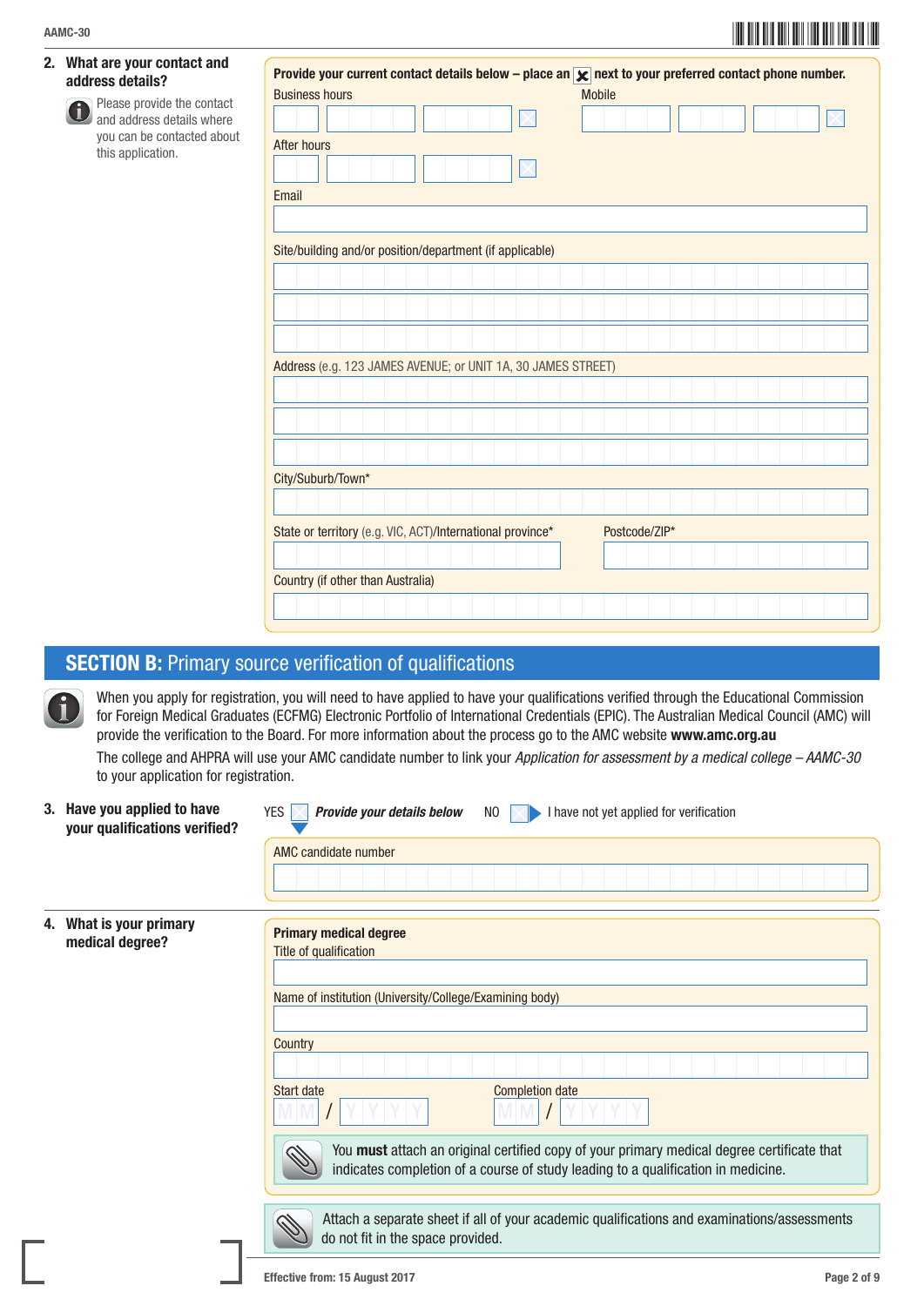**2. What are your contact and address details?**

Please provide the contact and address details where you can be contacted about this application.

**Provide your current contact details below – place an ☒ next to your preferred contact phone number.**

Business hours

Mobile

After hours

Email

Site/building and/or position/department (if applicable)

Address (e.g. 123 JAMES AVENUE; or UNIT 1A, 30 JAMES STREET)

City/Suburb/Town*

State or territory (e.g. VIC, ACT)/International province*

Postcode/ZIP*

Country (if other than Australia)

## SECTION B: Primary source verification of qualifications

When you apply for registration, you will need to have applied to have your qualifications verified through the Educational Commission for Foreign Medical Graduates (ECFMG) Electronic Portfolio of International Credentials (EPIC). The Australian Medical Council (AMC) will provide the verification to the Board. For more information about the process go to the AMC website **www.amc.org.au**

The college and AHPRA will use your AMC candidate number to link your *Application for assessment by a medical college – AAMC-30* to your application for registration.

**3. Have you applied to have your qualifications verified?**

YES ☐ ***Provide your details below*** NO ☐ I have not yet applied for verification

AMC candidate number

**4. What is your primary medical degree?**

**Primary medical degree**

Title of qualification

Name of institution (University/College/Examining body)

Country

Start date MM / YYYY

Completion date MM / YYYY

You **must** attach an original certified copy of your primary medical degree certificate that indicates completion of a course of study leading to a qualification in medicine.

Attach a separate sheet if all of your academic qualifications and examinations/assessments do not fit in the space provided.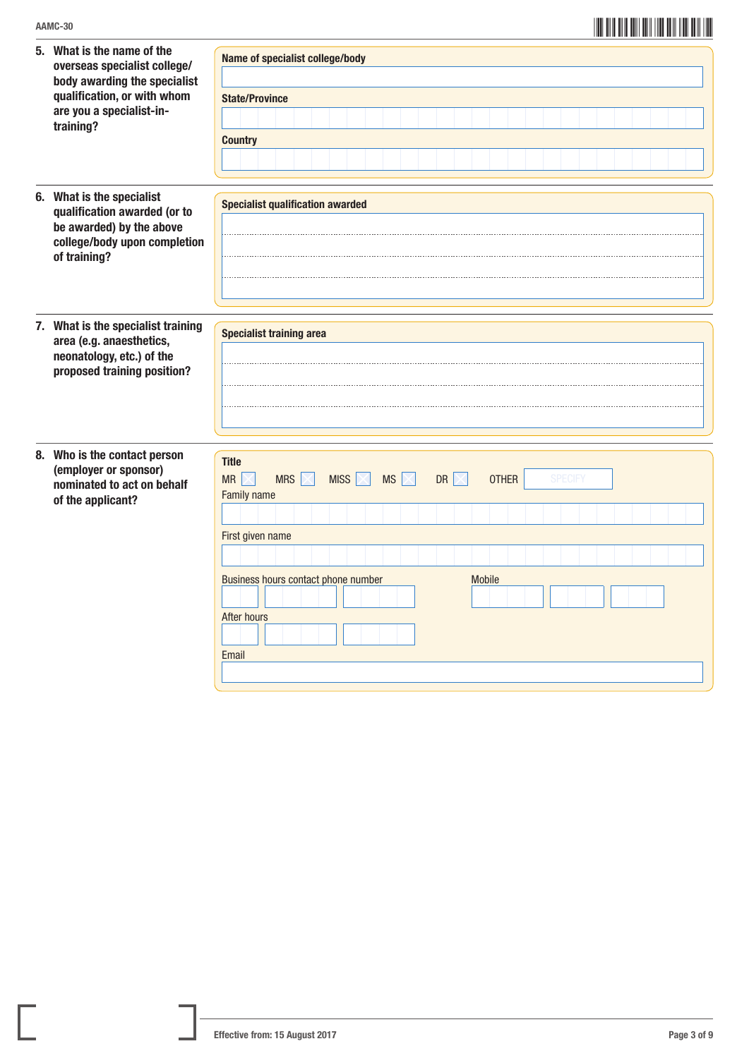**5. What is the name of the overseas specialist college/ body awarding the specialist qualification, or with whom are you a specialist-in-training?**

**Name of specialist college/body**

**State/Province**

**Country**

**6. What is the specialist qualification awarded (or to be awarded) by the above college/body upon completion of training?**

**Specialist qualification awarded**

**7. What is the specialist training area (e.g. anaesthetics, neonatology, etc.) of the proposed training position?**

**Specialist training area**

**8. Who is the contact person (employer or sponsor) nominated to act on behalf of the applicant?**

**Title**

MR ☐ MRS ☐ MISS ☐ MS ☐ DR ☐ OTHER SPECIFY

Family name

First given name

Business hours contact phone number

Mobile

After hours

Email

Effective from: 15 August 2017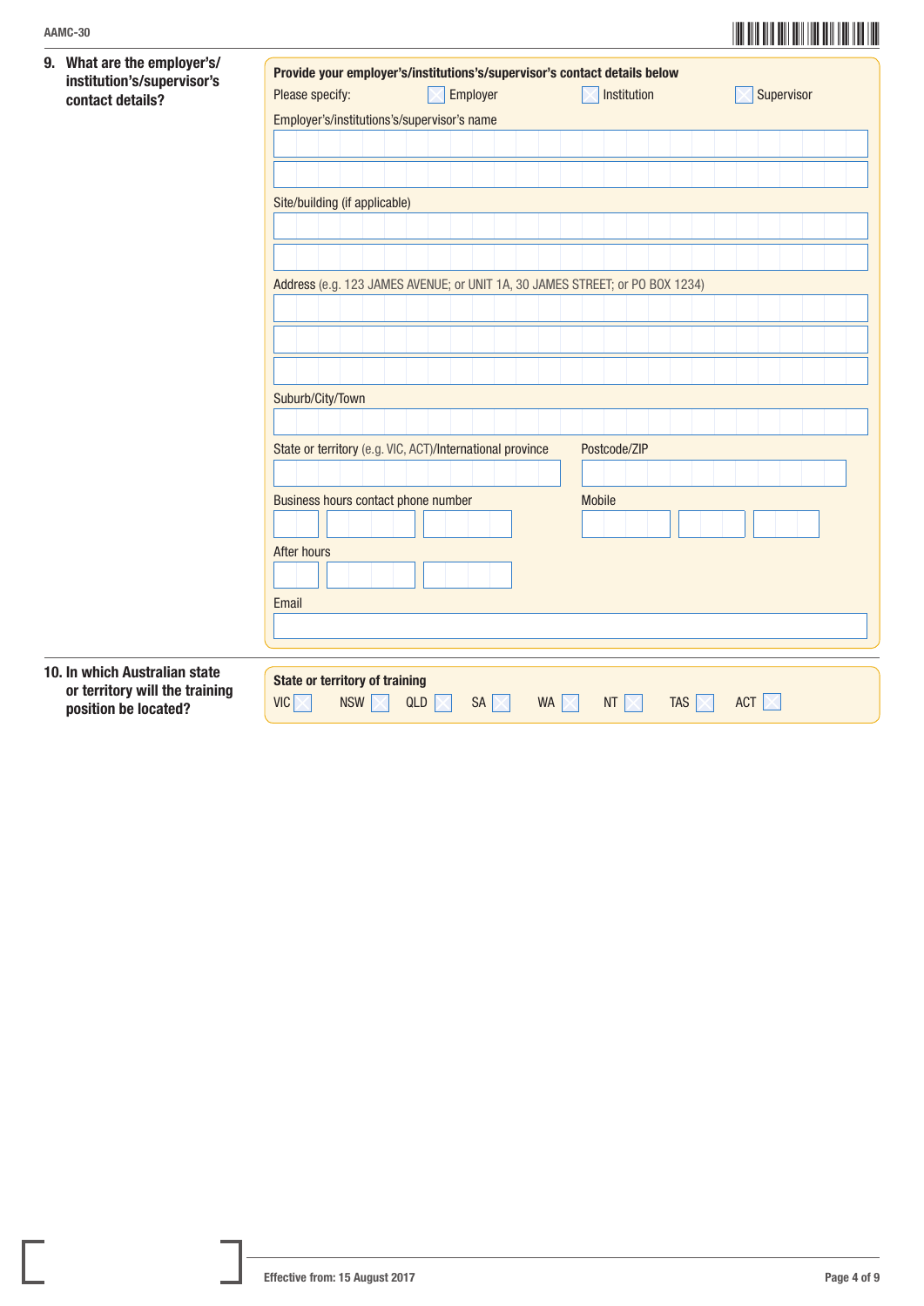**9. What are the employer's/institution's/supervisor's contact details?**

**Provide your employer's/institutions's/supervisor's contact details below**

Please specify: ☐ Employer ☐ Institution ☐ Supervisor

Employer's/institutions's/supervisor's name

Site/building (if applicable)

Address (e.g. 123 JAMES AVENUE; or UNIT 1A, 30 JAMES STREET; or PO BOX 1234)

Suburb/City/Town

State or territory (e.g. VIC, ACT)/International province

Postcode/ZIP

Business hours contact phone number

Mobile

After hours

Email

**10. In which Australian state or territory will the training position be located?**

**State or territory of training**

VIC ☐ NSW ☐ QLD ☐ SA ☐ WA ☐ NT ☐ TAS ☐ ACT ☐

Effective from: 15 August 2017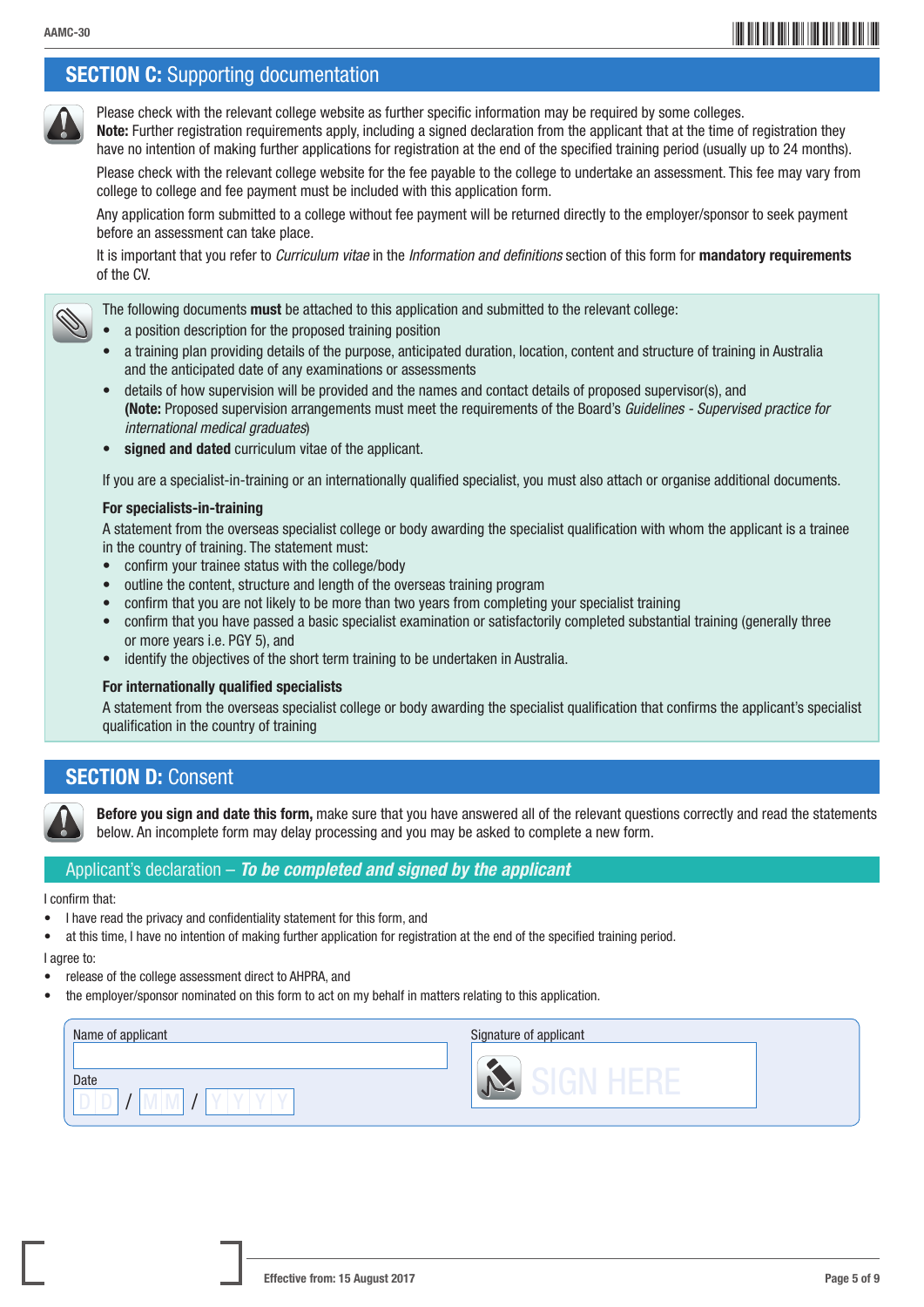## SECTION C: Supporting documentation

Please check with the relevant college website as further specific information may be required by some colleges.

**Note:** Further registration requirements apply, including a signed declaration from the applicant that at the time of registration they have no intention of making further applications for registration at the end of the specified training period (usually up to 24 months).

Please check with the relevant college website for the fee payable to the college to undertake an assessment. This fee may vary from college to college and fee payment must be included with this application form.

Any application form submitted to a college without fee payment will be returned directly to the employer/sponsor to seek payment before an assessment can take place.

It is important that you refer to *Curriculum vitae* in the *Information and definitions* section of this form for **mandatory requirements** of the CV.

The following documents **must** be attached to this application and submitted to the relevant college:

- a position description for the proposed training position
- a training plan providing details of the purpose, anticipated duration, location, content and structure of training in Australia and the anticipated date of any examinations or assessments
- details of how supervision will be provided and the names and contact details of proposed supervisor(s), and **(Note:** Proposed supervision arrangements must meet the requirements of the Board's *Guidelines - Supervised practice for international medical graduates*)
- **signed and dated** curriculum vitae of the applicant.

If you are a specialist-in-training or an internationally qualified specialist, you must also attach or organise additional documents.

**For specialists-in-training**

A statement from the overseas specialist college or body awarding the specialist qualification with whom the applicant is a trainee in the country of training. The statement must:

- confirm your trainee status with the college/body
- outline the content, structure and length of the overseas training program
- confirm that you are not likely to be more than two years from completing your specialist training
- confirm that you have passed a basic specialist examination or satisfactorily completed substantial training (generally three or more years i.e. PGY 5), and
- identify the objectives of the short term training to be undertaken in Australia.

**For internationally qualified specialists**

A statement from the overseas specialist college or body awarding the specialist qualification that confirms the applicant's specialist qualification in the country of training

## SECTION D: Consent

**Before you sign and date this form,** make sure that you have answered all of the relevant questions correctly and read the statements below. An incomplete form may delay processing and you may be asked to complete a new form.

### Applicant's declaration – *To be completed and signed by the applicant*

I confirm that:

- I have read the privacy and confidentiality statement for this form, and
- at this time, I have no intention of making further application for registration at the end of the specified training period.

I agree to:

- release of the college assessment direct to AHPRA, and
- the employer/sponsor nominated on this form to act on my behalf in matters relating to this application.

Name of applicant

Date D D / M M / Y Y Y Y

Signature of applicant

SIGN HERE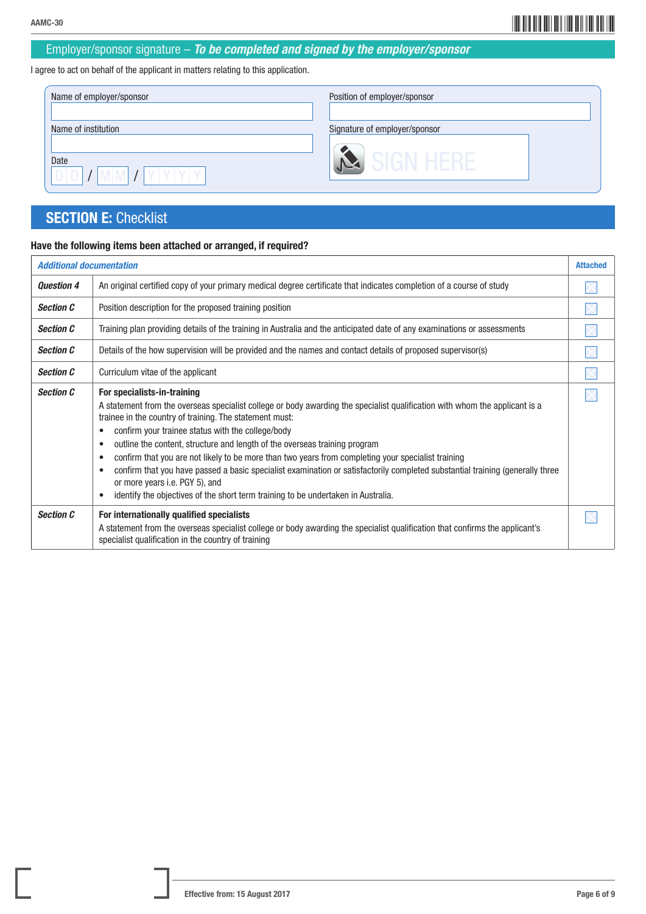## Employer/sponsor signature – *To be completed and signed by the employer/sponsor*

I agree to act on behalf of the applicant in matters relating to this application.

Name of employer/sponsor

Position of employer/sponsor

Name of institution

Signature of employer/sponsor

SIGN HERE

Date

DD / MM / YYYY

## SECTION E: Checklist

**Have the following items been attached or arranged, if required?**

| *Additional documentation* | | Attached |
|---|---|---|
| ***Question 4*** | An original certified copy of your primary medical degree certificate that indicates completion of a course of study | ☐ |
| ***Section C*** | Position description for the proposed training position | ☐ |
| ***Section C*** | Training plan providing details of the training in Australia and the anticipated date of any examinations or assessments | ☐ |
| ***Section C*** | Details of the how supervision will be provided and the names and contact details of proposed supervisor(s) | ☐ |
| ***Section C*** | Curriculum vitae of the applicant | ☐ |
| ***Section C*** | **For specialists-in-training**<br>A statement from the overseas specialist college or body awarding the specialist qualification with whom the applicant is a trainee in the country of training. The statement must:<br>• confirm your trainee status with the college/body<br>• outline the content, structure and length of the overseas training program<br>• confirm that you are not likely to be more than two years from completing your specialist training<br>• confirm that you have passed a basic specialist examination or satisfactorily completed substantial training (generally three or more years i.e. PGY 5), and<br>• identify the objectives of the short term training to be undertaken in Australia. | ☐ |
| ***Section C*** | **For internationally qualified specialists**<br>A statement from the overseas specialist college or body awarding the specialist qualification that confirms the applicant's specialist qualification in the country of training | ☐ |

Effective from: 15 August 2017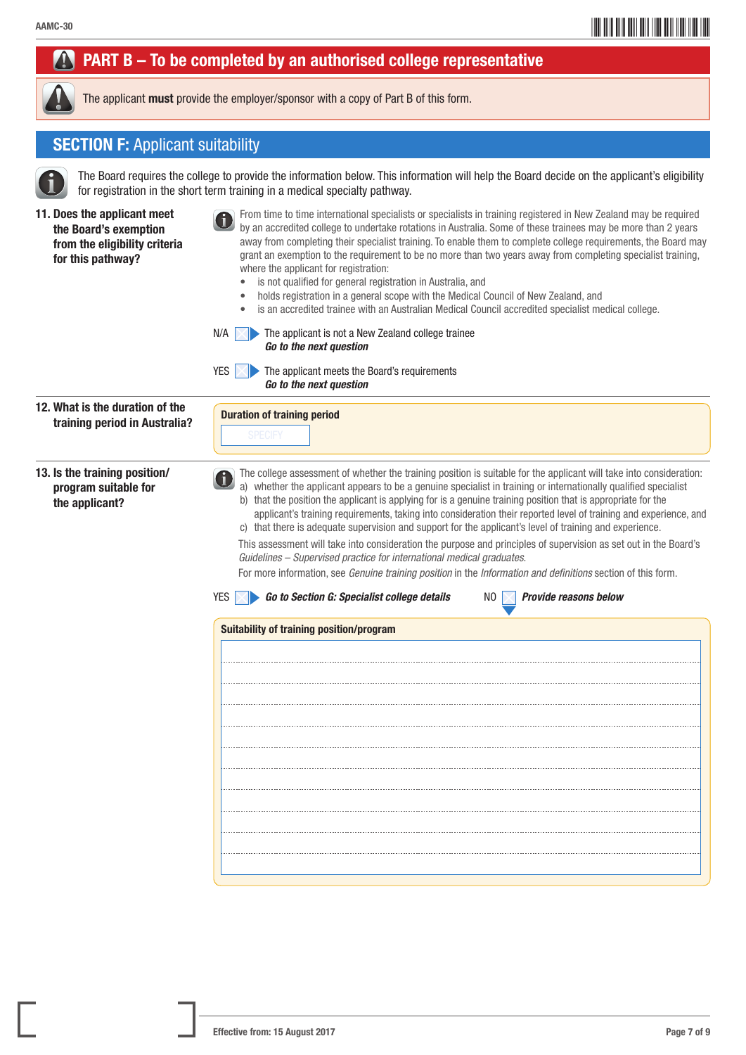## PART B – To be completed by an authorised college representative

The applicant **must** provide the employer/sponsor with a copy of Part B of this form.

## SECTION F: Applicant suitability

The Board requires the college to provide the information below. This information will help the Board decide on the applicant's eligibility for registration in the short term training in a medical specialty pathway.

**11. Does the applicant meet the Board's exemption from the eligibility criteria for this pathway?**

From time to time international specialists or specialists in training registered in New Zealand may be required by an accredited college to undertake rotations in Australia. Some of these trainees may be more than 2 years away from completing their specialist training. To enable them to complete college requirements, the Board may grant an exemption to the requirement to be no more than two years away from completing specialist training, where the applicant for registration:

- is not qualified for general registration in Australia, and
- holds registration in a general scope with the Medical Council of New Zealand, and
- is an accredited trainee with an Australian Medical Council accredited specialist medical college.

N/A ☐ The applicant is not a New Zealand college trainee
***Go to the next question***

YES ☐ The applicant meets the Board's requirements
***Go to the next question***

**12. What is the duration of the training period in Australia?**

**Duration of training period**

SPECIFY

**13. Is the training position/ program suitable for the applicant?**

The college assessment of whether the training position is suitable for the applicant will take into consideration:

a) whether the applicant appears to be a genuine specialist in training or internationally qualified specialist
b) that the position the applicant is applying for is a genuine training position that is appropriate for the applicant's training requirements, taking into consideration their reported level of training and experience, and
c) that there is adequate supervision and support for the applicant's level of training and experience.

This assessment will take into consideration the purpose and principles of supervision as set out in the Board's *Guidelines – Supervised practice for international medical graduates*.

For more information, see *Genuine training position* in the *Information and definitions* section of this form.

YES ☐ ***Go to Section G: Specialist college details*** NO ☐ ***Provide reasons below***

**Suitability of training position/program**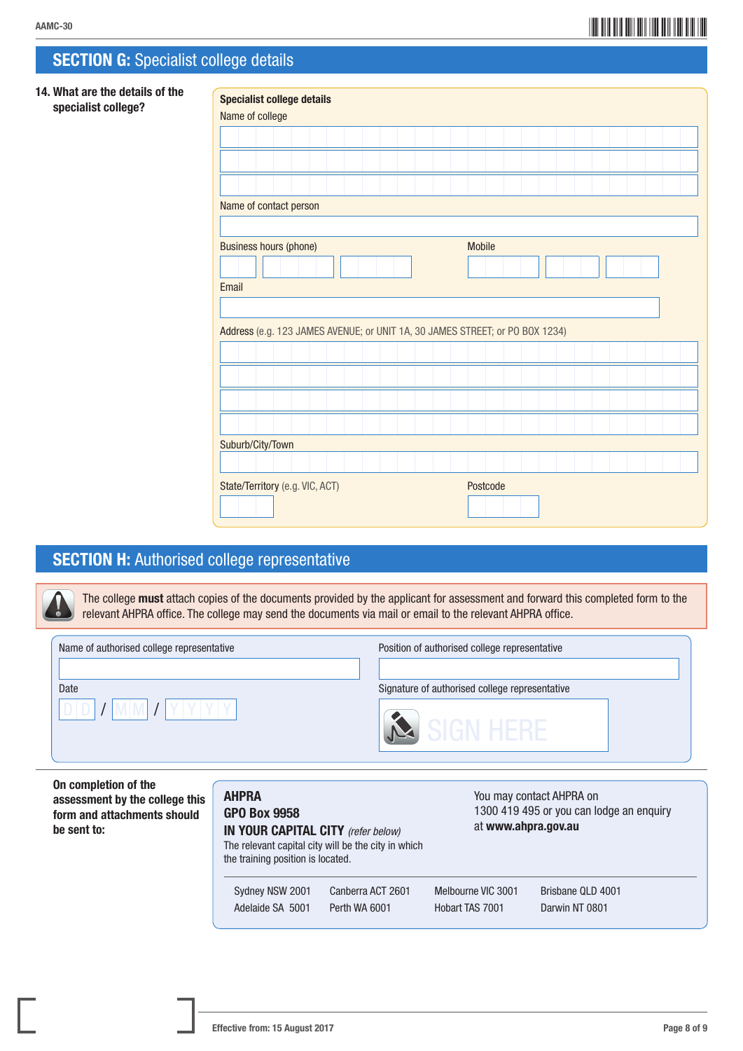## SECTION G: Specialist college details

**14. What are the details of the specialist college?**

**Specialist college details**

Name of college

Name of contact person

Business hours (phone)

Mobile

Email

Address (e.g. 123 JAMES AVENUE; or UNIT 1A, 30 JAMES STREET; or PO BOX 1234)

Suburb/City/Town

State/Territory (e.g. VIC, ACT)

Postcode

## SECTION H: Authorised college representative

The college **must** attach copies of the documents provided by the applicant for assessment and forward this completed form to the relevant AHPRA office. The college may send the documents via mail or email to the relevant AHPRA office.

Name of authorised college representative

Position of authorised college representative

Date

D D / M M / Y Y Y Y

Signature of authorised college representative

SIGN HERE

**On completion of the assessment by the college this form and attachments should be sent to:**

**AHPRA**
**GPO Box 9958**
**IN YOUR CAPITAL CITY** *(refer below)*
The relevant capital city will be the city in which the training position is located.

You may contact AHPRA on 1300 419 495 or you can lodge an enquiry at **www.ahpra.gov.au**

| | | | |
|---|---|---|---|
| Sydney NSW 2001 | Canberra ACT 2601 | Melbourne VIC 3001 | Brisbane QLD 4001 |
| Adelaide SA 5001 | Perth WA 6001 | Hobart TAS 7001 | Darwin NT 0801 |

Effective from: 15 August 2017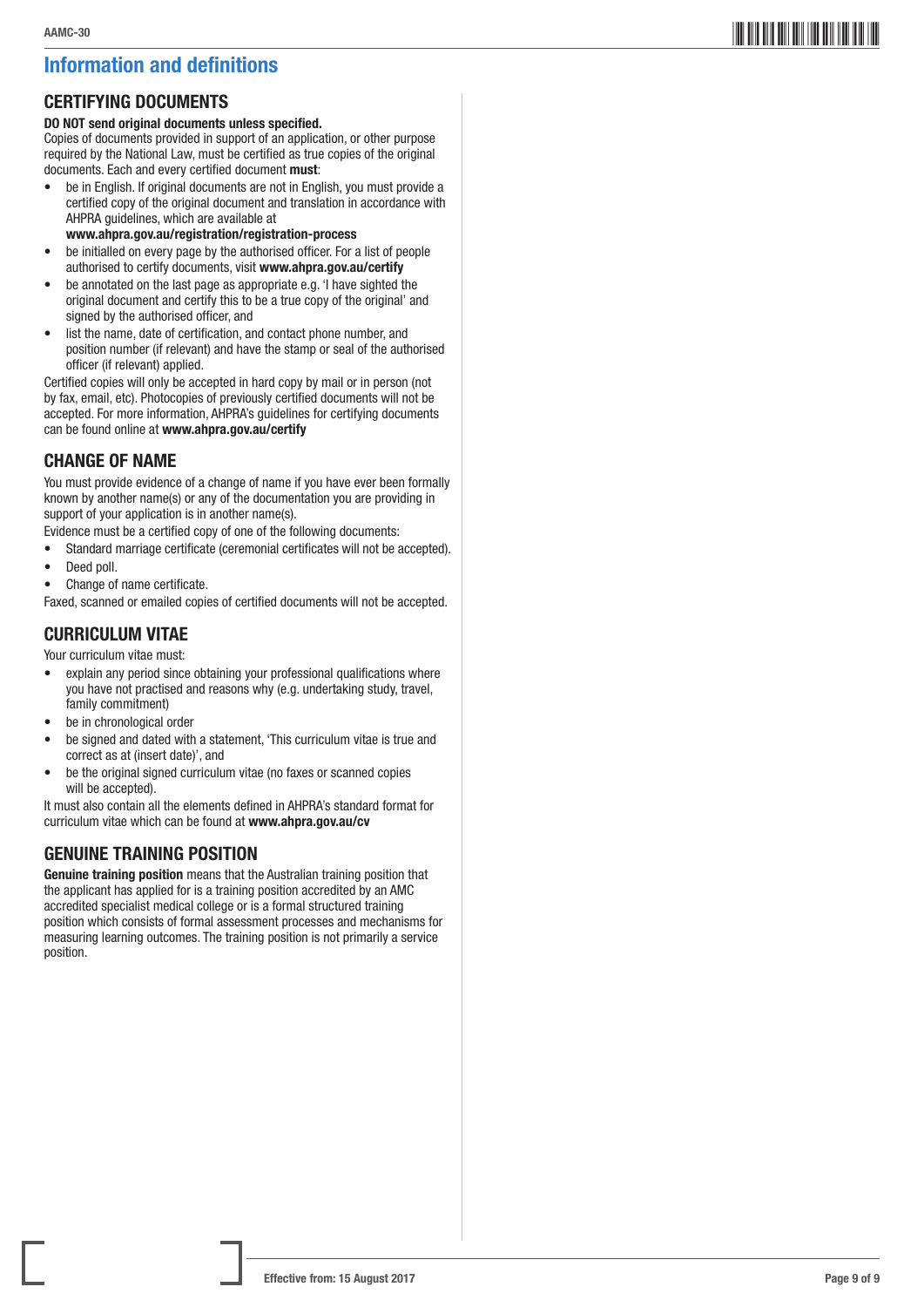# Information and definitions

## CERTIFYING DOCUMENTS

**DO NOT send original documents unless specified.**

Copies of documents provided in support of an application, or other purpose required by the National Law, must be certified as true copies of the original documents. Each and every certified document **must**:

- be in English. If original documents are not in English, you must provide a certified copy of the original document and translation in accordance with AHPRA guidelines, which are available at **www.ahpra.gov.au/registration/registration-process**
- be initialled on every page by the authorised officer. For a list of people authorised to certify documents, visit **www.ahpra.gov.au/certify**
- be annotated on the last page as appropriate e.g. 'I have sighted the original document and certify this to be a true copy of the original' and signed by the authorised officer, and
- list the name, date of certification, and contact phone number, and position number (if relevant) and have the stamp or seal of the authorised officer (if relevant) applied.

Certified copies will only be accepted in hard copy by mail or in person (not by fax, email, etc). Photocopies of previously certified documents will not be accepted. For more information, AHPRA's guidelines for certifying documents can be found online at **www.ahpra.gov.au/certify**

## CHANGE OF NAME

You must provide evidence of a change of name if you have ever been formally known by another name(s) or any of the documentation you are providing in support of your application is in another name(s).

Evidence must be a certified copy of one of the following documents:

- Standard marriage certificate (ceremonial certificates will not be accepted).
- Deed poll.
- Change of name certificate.

Faxed, scanned or emailed copies of certified documents will not be accepted.

## CURRICULUM VITAE

Your curriculum vitae must:

- explain any period since obtaining your professional qualifications where you have not practised and reasons why (e.g. undertaking study, travel, family commitment)
- be in chronological order
- be signed and dated with a statement, 'This curriculum vitae is true and correct as at (insert date)', and
- be the original signed curriculum vitae (no faxes or scanned copies will be accepted).

It must also contain all the elements defined in AHPRA's standard format for curriculum vitae which can be found at **www.ahpra.gov.au/cv**

## GENUINE TRAINING POSITION

**Genuine training position** means that the Australian training position that the applicant has applied for is a training position accredited by an AMC accredited specialist medical college or is a formal structured training position which consists of formal assessment processes and mechanisms for measuring learning outcomes. The training position is not primarily a service position.

Effective from: 15 August 2017